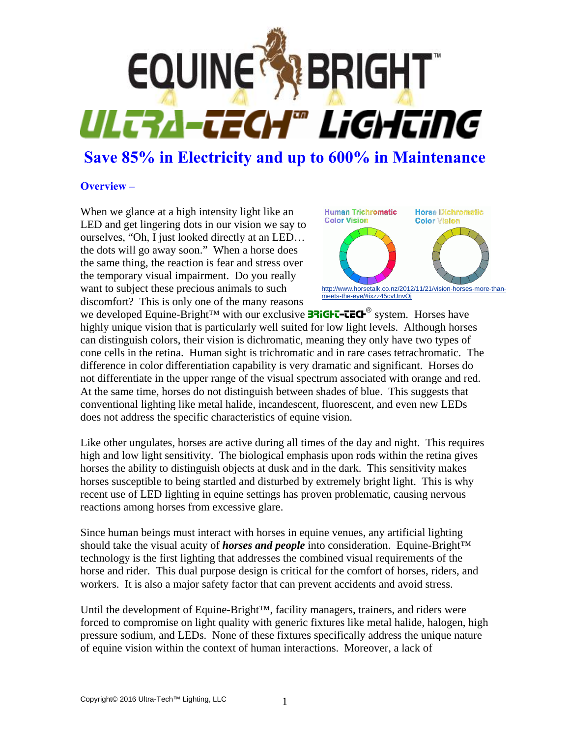# EQUINE BRIGHT™

## ULTRA-TECH™ LIGHTING

## Save 85% in Electricity and up to 600% in Maintenance

### Overview –

Human Trichromatic Color Vision | Horse Dichromatic Color Vision

http://www.horsetalk.co.nz/2012/11/21/vision-horses-more-than-meets-the-eye/#ixzz45cvUnvOj

When we glance at a high intensity light like an LED and get lingering dots in our vision we say to ourselves, "Oh, I just looked directly at an LED… the dots will go away soon." When a horse does the same thing, the reaction is fear and stress over the temporary visual impairment. Do you really want to subject these precious animals to such discomfort? This is only one of the many reasons we developed Equine-Bright™ with our exclusive BRIGHT-TECH® system. Horses have highly unique vision that is particularly well suited for low light levels. Although horses can distinguish colors, their vision is dichromatic, meaning they only have two types of cone cells in the retina. Human sight is trichromatic and in rare cases tetrachromatic. The difference in color differentiation capability is very dramatic and significant. Horses do not differentiate in the upper range of the visual spectrum associated with orange and red. At the same time, horses do not distinguish between shades of blue. This suggests that conventional lighting like metal halide, incandescent, fluorescent, and even new LEDs does not address the specific characteristics of equine vision.

Like other ungulates, horses are active during all times of the day and night. This requires high and low light sensitivity. The biological emphasis upon rods within the retina gives horses the ability to distinguish objects at dusk and in the dark. This sensitivity makes horses susceptible to being startled and disturbed by extremely bright light. This is why recent use of LED lighting in equine settings has proven problematic, causing nervous reactions among horses from excessive glare.

Since human beings must interact with horses in equine venues, any artificial lighting should take the visual acuity of ***horses and people*** into consideration. Equine-Bright™ technology is the first lighting that addresses the combined visual requirements of the horse and rider. This dual purpose design is critical for the comfort of horses, riders, and workers. It is also a major safety factor that can prevent accidents and avoid stress.

Until the development of Equine-Bright™, facility managers, trainers, and riders were forced to compromise on light quality with generic fixtures like metal halide, halogen, high pressure sodium, and LEDs. None of these fixtures specifically address the unique nature of equine vision within the context of human interactions. Moreover, a lack of

Copyright© 2016 Ultra-Tech™ Lighting, LLC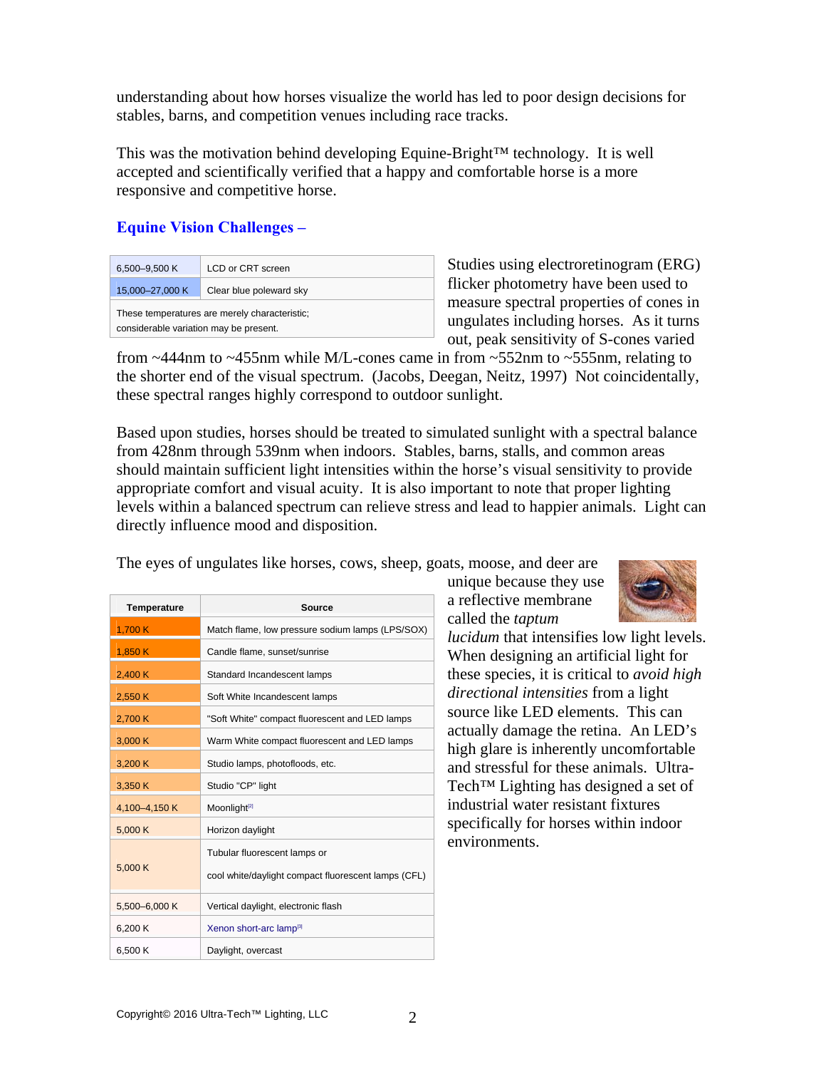understanding about how horses visualize the world has led to poor design decisions for stables, barns, and competition venues including race tracks.

This was the motivation behind developing Equine-Bright™ technology. It is well accepted and scientifically verified that a happy and comfortable horse is a more responsive and competitive horse.

### Equine Vision Challenges –

| | |
|---|---|
| 6,500–9,500 K | LCD or CRT screen |
| 15,000–27,000 K | Clear blue poleward sky |
| These temperatures are merely characteristic; considerable variation may be present. | |

Studies using electroretinogram (ERG) flicker photometry have been used to measure spectral properties of cones in ungulates including horses. As it turns out, peak sensitivity of S-cones varied from ~444nm to ~455nm while M/L-cones came in from ~552nm to ~555nm, relating to the shorter end of the visual spectrum. (Jacobs, Deegan, Neitz, 1997) Not coincidentally, these spectral ranges highly correspond to outdoor sunlight.

Based upon studies, horses should be treated to simulated sunlight with a spectral balance from 428nm through 539nm when indoors. Stables, barns, stalls, and common areas should maintain sufficient light intensities within the horse's visual sensitivity to provide appropriate comfort and visual acuity. It is also important to note that proper lighting levels within a balanced spectrum can relieve stress and lead to happier animals. Light can directly influence mood and disposition.

The eyes of ungulates like horses, cows, sheep, goats, moose, and deer are unique because they use a reflective membrane called the *taptum lucidum* that intensifies low light levels. When designing an artificial light for these species, it is critical to *avoid high directional intensities* from a light source like LED elements. This can actually damage the retina. An LED's high glare is inherently uncomfortable and stressful for these animals. Ultra-Tech™ Lighting has designed a set of industrial water resistant fixtures specifically for horses within indoor environments.

| Temperature | Source |
|---|---|
| 1,700 K | Match flame, low pressure sodium lamps (LPS/SOX) |
| 1,850 K | Candle flame, sunset/sunrise |
| 2,400 K | Standard Incandescent lamps |
| 2,550 K | Soft White Incandescent lamps |
| 2,700 K | "Soft White" compact fluorescent and LED lamps |
| 3,000 K | Warm White compact fluorescent and LED lamps |
| 3,200 K | Studio lamps, photofloods, etc. |
| 3,350 K | Studio "CP" light |
| 4,100–4,150 K | Moonlight[2] |
| 5,000 K | Horizon daylight |
| 5,000 K | Tubular fluorescent lamps or cool white/daylight compact fluorescent lamps (CFL) |
| 5,500–6,000 K | Vertical daylight, electronic flash |
| 6,200 K | Xenon short-arc lamp[3] |
| 6,500 K | Daylight, overcast |

Copyright© 2016 Ultra-Tech™ Lighting, LLC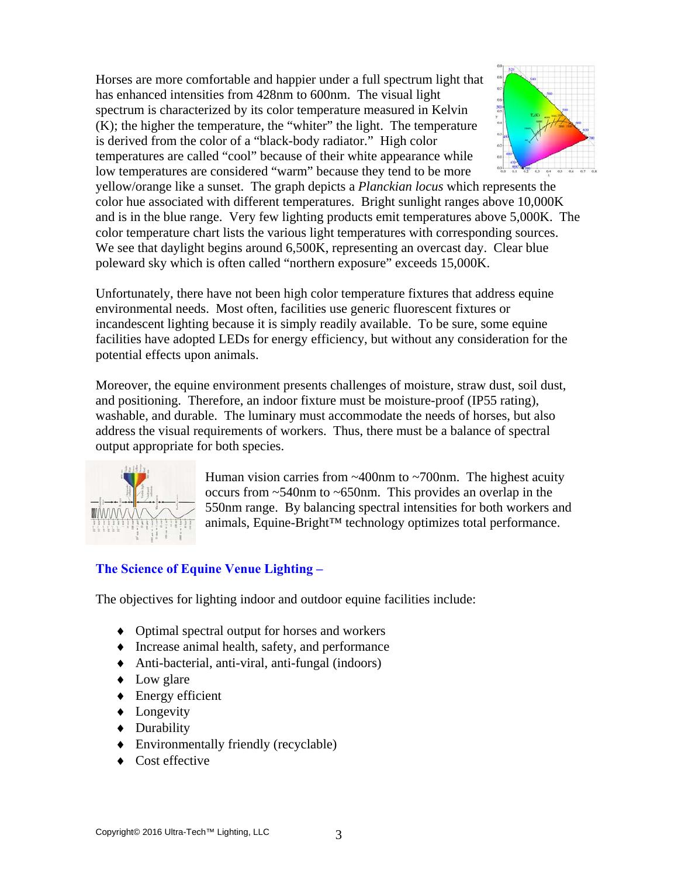Horses are more comfortable and happier under a full spectrum light that has enhanced intensities from 428nm to 600nm. The visual light spectrum is characterized by its color temperature measured in Kelvin (K); the higher the temperature, the "whiter" the light. The temperature is derived from the color of a "black-body radiator." High color temperatures are called "cool" because of their white appearance while low temperatures are considered "warm" because they tend to be more yellow/orange like a sunset. The graph depicts a *Planckian locus* which represents the color hue associated with different temperatures. Bright sunlight ranges above 10,000K and is in the blue range. Very few lighting products emit temperatures above 5,000K. The color temperature chart lists the various light temperatures with corresponding sources. We see that daylight begins around 6,500K, representing an overcast day. Clear blue poleward sky which is often called "northern exposure" exceeds 15,000K.

Unfortunately, there have not been high color temperature fixtures that address equine environmental needs. Most often, facilities use generic fluorescent fixtures or incandescent lighting because it is simply readily available. To be sure, some equine facilities have adopted LEDs for energy efficiency, but without any consideration for the potential effects upon animals.

Moreover, the equine environment presents challenges of moisture, straw dust, soil dust, and positioning. Therefore, an indoor fixture must be moisture-proof (IP55 rating), washable, and durable. The luminary must accommodate the needs of horses, but also address the visual requirements of workers. Thus, there must be a balance of spectral output appropriate for both species.

Human vision carries from ~400nm to ~700nm. The highest acuity occurs from ~540nm to ~650nm. This provides an overlap in the 550nm range. By balancing spectral intensities for both workers and animals, Equine-Bright™ technology optimizes total performance.

## The Science of Equine Venue Lighting –

The objectives for lighting indoor and outdoor equine facilities include:

- Optimal spectral output for horses and workers
- Increase animal health, safety, and performance
- Anti-bacterial, anti-viral, anti-fungal (indoors)
- Low glare
- Energy efficient
- Longevity
- Durability
- Environmentally friendly (recyclable)
- Cost effective

Copyright© 2016 Ultra-Tech™ Lighting, LLC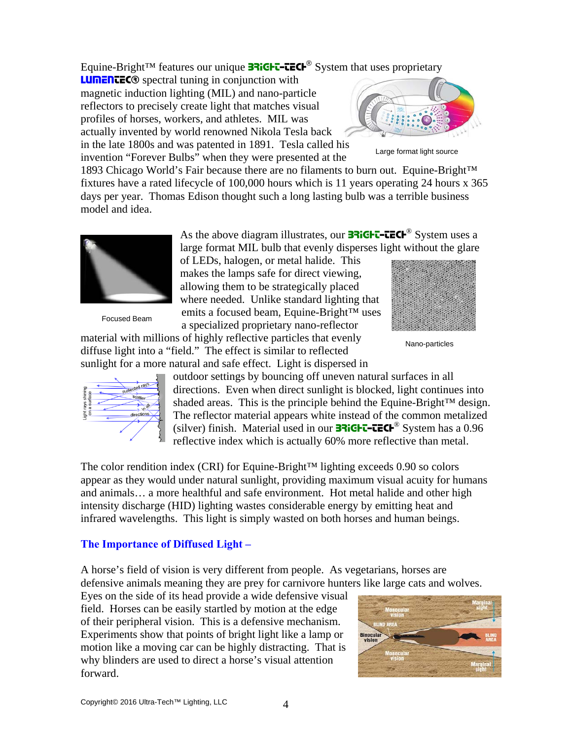Equine-Bright™ features our unique BRIGHT-TECH® System that uses proprietary LUMENTEC® spectral tuning in conjunction with magnetic induction lighting (MIL) and nano-particle reflectors to precisely create light that matches visual profiles of horses, workers, and athletes. MIL was actually invented by world renowned Nikola Tesla back in the late 1800s and was patented in 1891. Tesla called his invention "Forever Bulbs" when they were presented at the 1893 Chicago World's Fair because there are no filaments to burn out. Equine-Bright™ fixtures have a rated lifecycle of 100,000 hours which is 11 years operating 24 hours x 365 days per year. Thomas Edison thought such a long lasting bulb was a terrible business model and idea.

Large format light source

As the above diagram illustrates, our BRIGHT-TECH® System uses a large format MIL bulb that evenly disperses light without the glare of LEDs, halogen, or metal halide. This makes the lamps safe for direct viewing, allowing them to be strategically placed where needed. Unlike standard lighting that emits a focused beam, Equine-Bright™ uses a specialized proprietary nano-reflector material with millions of highly reflective particles that evenly diffuse light into a "field." The effect is similar to reflected sunlight for a more natural and safe effect. Light is dispersed in outdoor settings by bouncing off uneven natural surfaces in all directions. Even when direct sunlight is blocked, light continues into shaded areas. This is the principle behind the Equine-Bright™ design. The reflector material appears white instead of the common metalized (silver) finish. Material used in our BRIGHT-TECH® System has a 0.96 reflective index which is actually 60% more reflective than metal.

Focused Beam

Nano-particles

The color rendition index (CRI) for Equine-Bright™ lighting exceeds 0.90 so colors appear as they would under natural sunlight, providing maximum visual acuity for humans and animals… a more healthful and safe environment. Hot metal halide and other high intensity discharge (HID) lighting wastes considerable energy by emitting heat and infrared wavelengths. This light is simply wasted on both horses and human beings.

## The Importance of Diffused Light –

A horse's field of vision is very different from people. As vegetarians, horses are defensive animals meaning they are prey for carnivore hunters like large cats and wolves. Eyes on the side of its head provide a wide defensive visual field. Horses can be easily startled by motion at the edge of their peripheral vision. This is a defensive mechanism. Experiments show that points of bright light like a lamp or motion like a moving car can be highly distracting. That is why blinders are used to direct a horse's visual attention forward.

Copyright© 2016 Ultra-Tech™ Lighting, LLC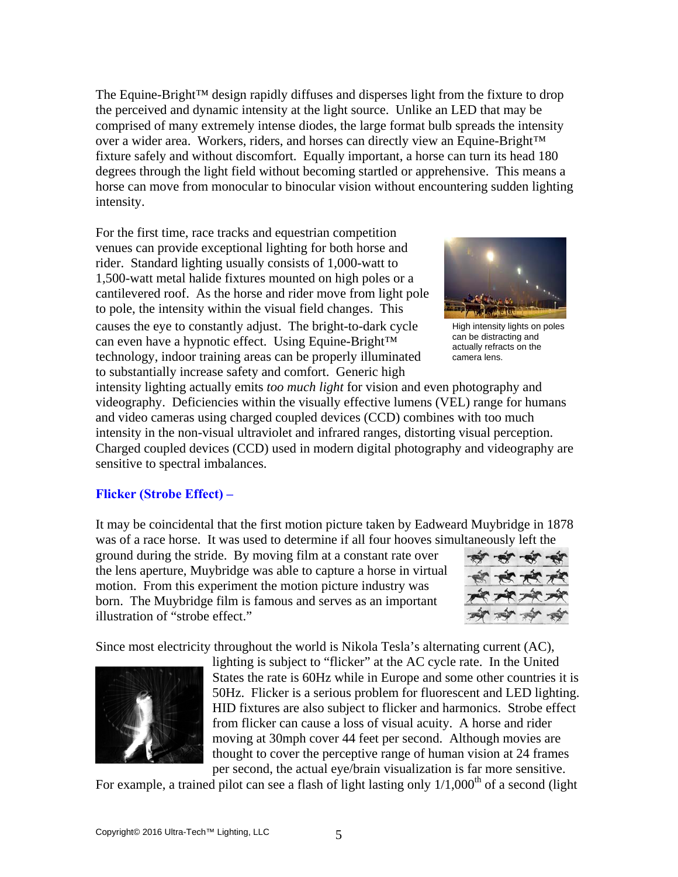The Equine-Bright™ design rapidly diffuses and disperses light from the fixture to drop the perceived and dynamic intensity at the light source. Unlike an LED that may be comprised of many extremely intense diodes, the large format bulb spreads the intensity over a wider area. Workers, riders, and horses can directly view an Equine-Bright™ fixture safely and without discomfort. Equally important, a horse can turn its head 180 degrees through the light field without becoming startled or apprehensive. This means a horse can move from monocular to binocular vision without encountering sudden lighting intensity.

For the first time, race tracks and equestrian competition venues can provide exceptional lighting for both horse and rider. Standard lighting usually consists of 1,000-watt to 1,500-watt metal halide fixtures mounted on high poles or a cantilevered roof. As the horse and rider move from light pole to pole, the intensity within the visual field changes. This causes the eye to constantly adjust. The bright-to-dark cycle can even have a hypnotic effect. Using Equine-Bright™ technology, indoor training areas can be properly illuminated to substantially increase safety and comfort. Generic high intensity lighting actually emits *too much light* for vision and even photography and videography. Deficiencies within the visually effective lumens (VEL) range for humans and video cameras using charged coupled devices (CCD) combines with too much intensity in the non-visual ultraviolet and infrared ranges, distorting visual perception. Charged coupled devices (CCD) used in modern digital photography and videography are sensitive to spectral imbalances.

High intensity lights on poles can be distracting and actually refracts on the camera lens.

**Flicker (Strobe Effect) –**

It may be coincidental that the first motion picture taken by Eadweard Muybridge in 1878 was of a race horse. It was used to determine if all four hooves simultaneously left the ground during the stride. By moving film at a constant rate over the lens aperture, Muybridge was able to capture a horse in virtual motion. From this experiment the motion picture industry was born. The Muybridge film is famous and serves as an important illustration of "strobe effect."

Since most electricity throughout the world is Nikola Tesla's alternating current (AC), lighting is subject to "flicker" at the AC cycle rate. In the United States the rate is 60Hz while in Europe and some other countries it is 50Hz. Flicker is a serious problem for fluorescent and LED lighting. HID fixtures are also subject to flicker and harmonics. Strobe effect from flicker can cause a loss of visual acuity. A horse and rider moving at 30mph cover 44 feet per second. Although movies are thought to cover the perceptive range of human vision at 24 frames per second, the actual eye/brain visualization is far more sensitive. For example, a trained pilot can see a flash of light lasting only 1/1,000$^{th}$ of a second (light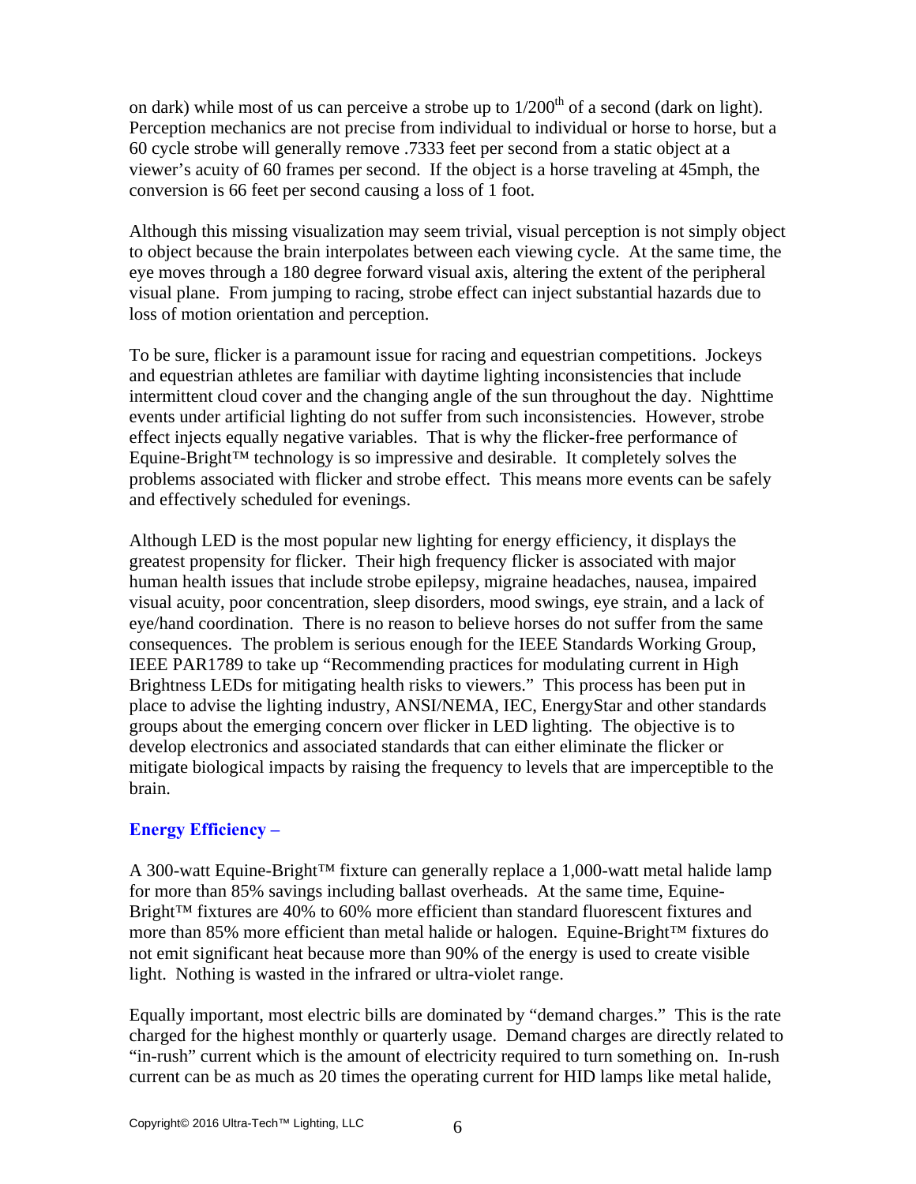on dark) while most of us can perceive a strobe up to $1/200^{th}$ of a second (dark on light). Perception mechanics are not precise from individual to individual or horse to horse, but a 60 cycle strobe will generally remove .7333 feet per second from a static object at a viewer's acuity of 60 frames per second. If the object is a horse traveling at 45mph, the conversion is 66 feet per second causing a loss of 1 foot.

Although this missing visualization may seem trivial, visual perception is not simply object to object because the brain interpolates between each viewing cycle. At the same time, the eye moves through a 180 degree forward visual axis, altering the extent of the peripheral visual plane. From jumping to racing, strobe effect can inject substantial hazards due to loss of motion orientation and perception.

To be sure, flicker is a paramount issue for racing and equestrian competitions. Jockeys and equestrian athletes are familiar with daytime lighting inconsistencies that include intermittent cloud cover and the changing angle of the sun throughout the day. Nighttime events under artificial lighting do not suffer from such inconsistencies. However, strobe effect injects equally negative variables. That is why the flicker-free performance of Equine-Bright™ technology is so impressive and desirable. It completely solves the problems associated with flicker and strobe effect. This means more events can be safely and effectively scheduled for evenings.

Although LED is the most popular new lighting for energy efficiency, it displays the greatest propensity for flicker. Their high frequency flicker is associated with major human health issues that include strobe epilepsy, migraine headaches, nausea, impaired visual acuity, poor concentration, sleep disorders, mood swings, eye strain, and a lack of eye/hand coordination. There is no reason to believe horses do not suffer from the same consequences. The problem is serious enough for the IEEE Standards Working Group, IEEE PAR1789 to take up "Recommending practices for modulating current in High Brightness LEDs for mitigating health risks to viewers." This process has been put in place to advise the lighting industry, ANSI/NEMA, IEC, EnergyStar and other standards groups about the emerging concern over flicker in LED lighting. The objective is to develop electronics and associated standards that can either eliminate the flicker or mitigate biological impacts by raising the frequency to levels that are imperceptible to the brain.

**Energy Efficiency –**

A 300-watt Equine-Bright™ fixture can generally replace a 1,000-watt metal halide lamp for more than 85% savings including ballast overheads. At the same time, Equine-Bright™ fixtures are 40% to 60% more efficient than standard fluorescent fixtures and more than 85% more efficient than metal halide or halogen. Equine-Bright™ fixtures do not emit significant heat because more than 90% of the energy is used to create visible light. Nothing is wasted in the infrared or ultra-violet range.

Equally important, most electric bills are dominated by "demand charges." This is the rate charged for the highest monthly or quarterly usage. Demand charges are directly related to "in-rush" current which is the amount of electricity required to turn something on. In-rush current can be as much as 20 times the operating current for HID lamps like metal halide,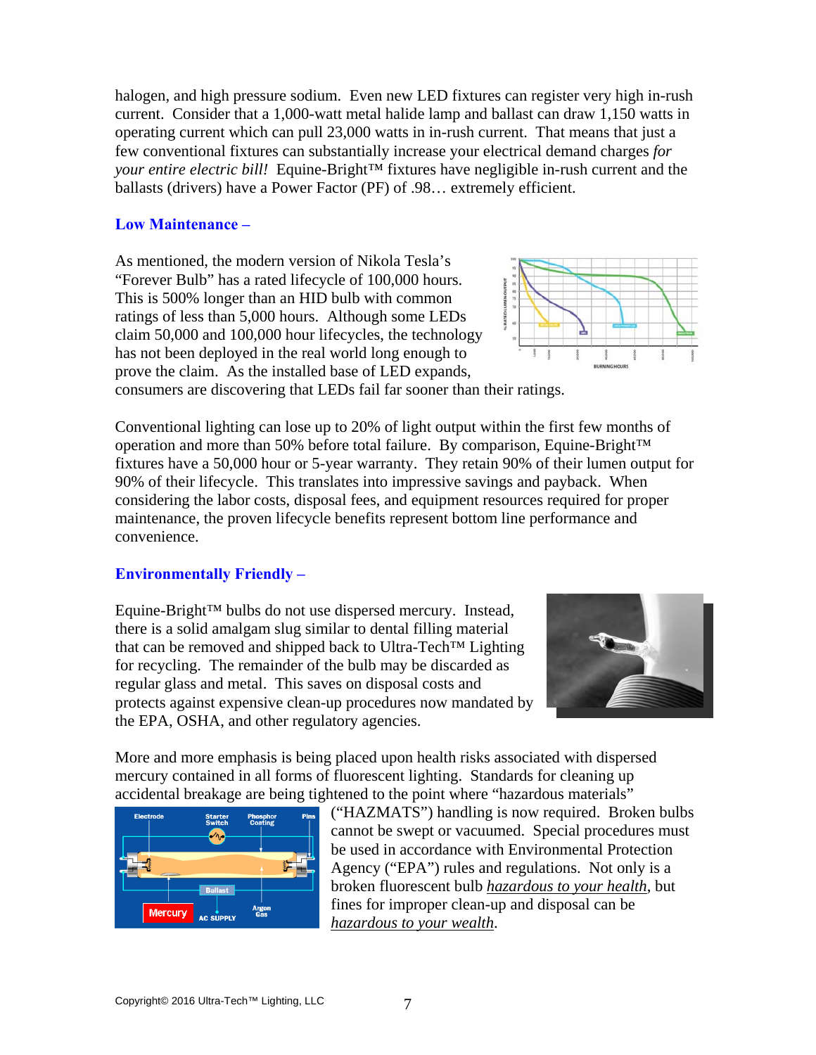halogen, and high pressure sodium. Even new LED fixtures can register very high in-rush current. Consider that a 1,000-watt metal halide lamp and ballast can draw 1,150 watts in operating current which can pull 23,000 watts in in-rush current. That means that just a few conventional fixtures can substantially increase your electrical demand charges *for your entire electric bill!* Equine-Bright™ fixtures have negligible in-rush current and the ballasts (drivers) have a Power Factor (PF) of .98… extremely efficient.

## Low Maintenance –

As mentioned, the modern version of Nikola Tesla's "Forever Bulb" has a rated lifecycle of 100,000 hours. This is 500% longer than an HID bulb with common ratings of less than 5,000 hours. Although some LEDs claim 50,000 and 100,000 hour lifecycles, the technology has not been deployed in the real world long enough to prove the claim. As the installed base of LED expands, consumers are discovering that LEDs fail far sooner than their ratings.

Conventional lighting can lose up to 20% of light output within the first few months of operation and more than 50% before total failure. By comparison, Equine-Bright™ fixtures have a 50,000 hour or 5-year warranty. They retain 90% of their lumen output for 90% of their lifecycle. This translates into impressive savings and payback. When considering the labor costs, disposal fees, and equipment resources required for proper maintenance, the proven lifecycle benefits represent bottom line performance and convenience.

## Environmentally Friendly –

Equine-Bright™ bulbs do not use dispersed mercury. Instead, there is a solid amalgam slug similar to dental filling material that can be removed and shipped back to Ultra-Tech™ Lighting for recycling. The remainder of the bulb may be discarded as regular glass and metal. This saves on disposal costs and protects against expensive clean-up procedures now mandated by the EPA, OSHA, and other regulatory agencies.

More and more emphasis is being placed upon health risks associated with dispersed mercury contained in all forms of fluorescent lighting. Standards for cleaning up accidental breakage are being tightened to the point where "hazardous materials" ("HAZMATS") handling is now required. Broken bulbs cannot be swept or vacuumed. Special procedures must be used in accordance with Environmental Protection Agency ("EPA") rules and regulations. Not only is a broken fluorescent bulb *hazardous to your health*, but fines for improper clean-up and disposal can be *hazardous to your wealth*.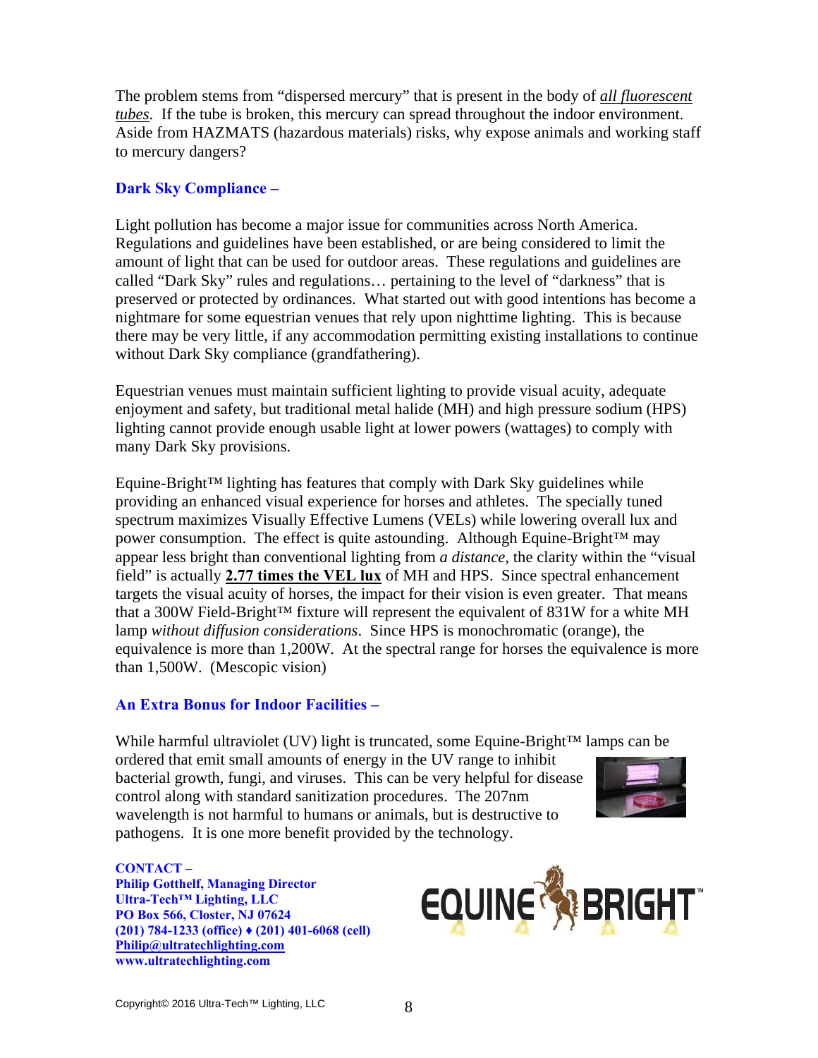The problem stems from "dispersed mercury" that is present in the body of ***all fluorescent tubes***. If the tube is broken, this mercury can spread throughout the indoor environment. Aside from HAZMATS (hazardous materials) risks, why expose animals and working staff to mercury dangers?

### Dark Sky Compliance –

Light pollution has become a major issue for communities across North America. Regulations and guidelines have been established, or are being considered to limit the amount of light that can be used for outdoor areas. These regulations and guidelines are called "Dark Sky" rules and regulations… pertaining to the level of "darkness" that is preserved or protected by ordinances. What started out with good intentions has become a nightmare for some equestrian venues that rely upon nighttime lighting. This is because there may be very little, if any accommodation permitting existing installations to continue without Dark Sky compliance (grandfathering).

Equestrian venues must maintain sufficient lighting to provide visual acuity, adequate enjoyment and safety, but traditional metal halide (MH) and high pressure sodium (HPS) lighting cannot provide enough usable light at lower powers (wattages) to comply with many Dark Sky provisions.

Equine-Bright™ lighting has features that comply with Dark Sky guidelines while providing an enhanced visual experience for horses and athletes. The specially tuned spectrum maximizes Visually Effective Lumens (VELs) while lowering overall lux and power consumption. The effect is quite astounding. Although Equine-Bright™ may appear less bright than conventional lighting from *a distance*, the clarity within the "visual field" is actually **2.77 times the VEL lux** of MH and HPS. Since spectral enhancement targets the visual acuity of horses, the impact for their vision is even greater. That means that a 300W Field-Bright™ fixture will represent the equivalent of 831W for a white MH lamp *without diffusion considerations*. Since HPS is monochromatic (orange), the equivalence is more than 1,200W. At the spectral range for horses the equivalence is more than 1,500W. (Mescopic vision)

### An Extra Bonus for Indoor Facilities –

While harmful ultraviolet (UV) light is truncated, some Equine-Bright™ lamps can be ordered that emit small amounts of energy in the UV range to inhibit bacterial growth, fungi, and viruses. This can be very helpful for disease control along with standard sanitization procedures. The 207nm wavelength is not harmful to humans or animals, but is destructive to pathogens. It is one more benefit provided by the technology.

**CONTACT –**
**Philip Gotthelf, Managing Director**
**Ultra-Tech™ Lighting, LLC**
**PO Box 566, Closter, NJ 07624**
**(201) 784-1233 (office) ♦ (201) 401-6068 (cell)**
**Philip@ultratechlighting.com**
**www.ultratechlighting.com**

EQUINE BRIGHT™

Copyright© 2016 Ultra-Tech™ Lighting, LLC